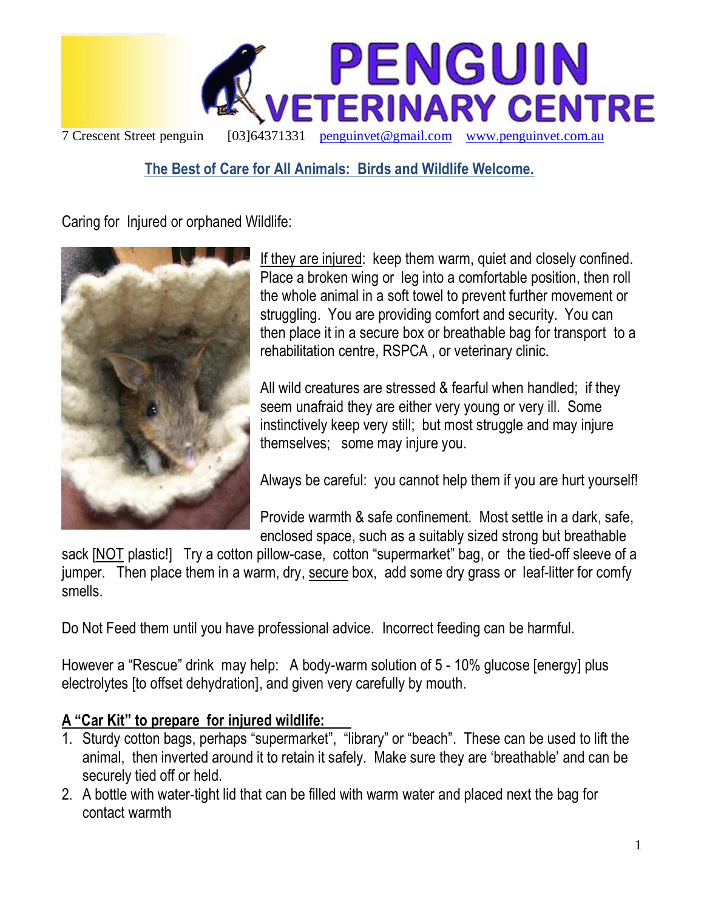# PENGUIN VETERINARY CENTRE

7 Crescent Street penguin [03]64371331 penguinvet@gmail.com www.penguinvet.com.au

## The Best of Care for All Animals: Birds and Wildlife Welcome.

Caring for Injured or orphaned Wildlife:

If they are injured: keep them warm, quiet and closely confined. Place a broken wing or leg into a comfortable position, then roll the whole animal in a soft towel to prevent further movement or struggling. You are providing comfort and security. You can then place it in a secure box or breathable bag for transport to a rehabilitation centre, RSPCA , or veterinary clinic.

All wild creatures are stressed & fearful when handled; if they seem unafraid they are either very young or very ill. Some instinctively keep very still; but most struggle and may injure themselves; some may injure you.

Always be careful: you cannot help them if you are hurt yourself!

Provide warmth & safe confinement. Most settle in a dark, safe, enclosed space, such as a suitably sized strong but breathable sack [NOT plastic!] Try a cotton pillow-case, cotton "supermarket" bag, or the tied-off sleeve of a jumper. Then place them in a warm, dry, secure box, add some dry grass or leaf-litter for comfy smells.

Do Not Feed them until you have professional advice. Incorrect feeding can be harmful.

However a "Rescue" drink may help: A body-warm solution of 5 - 10% glucose [energy] plus electrolytes [to offset dehydration], and given very carefully by mouth.

**A "Car Kit" to prepare for injured wildlife:**

1. Sturdy cotton bags, perhaps "supermarket", "library" or "beach". These can be used to lift the animal, then inverted around it to retain it safely. Make sure they are 'breathable' and can be securely tied off or held.
2. A bottle with water-tight lid that can be filled with warm water and placed next the bag for contact warmth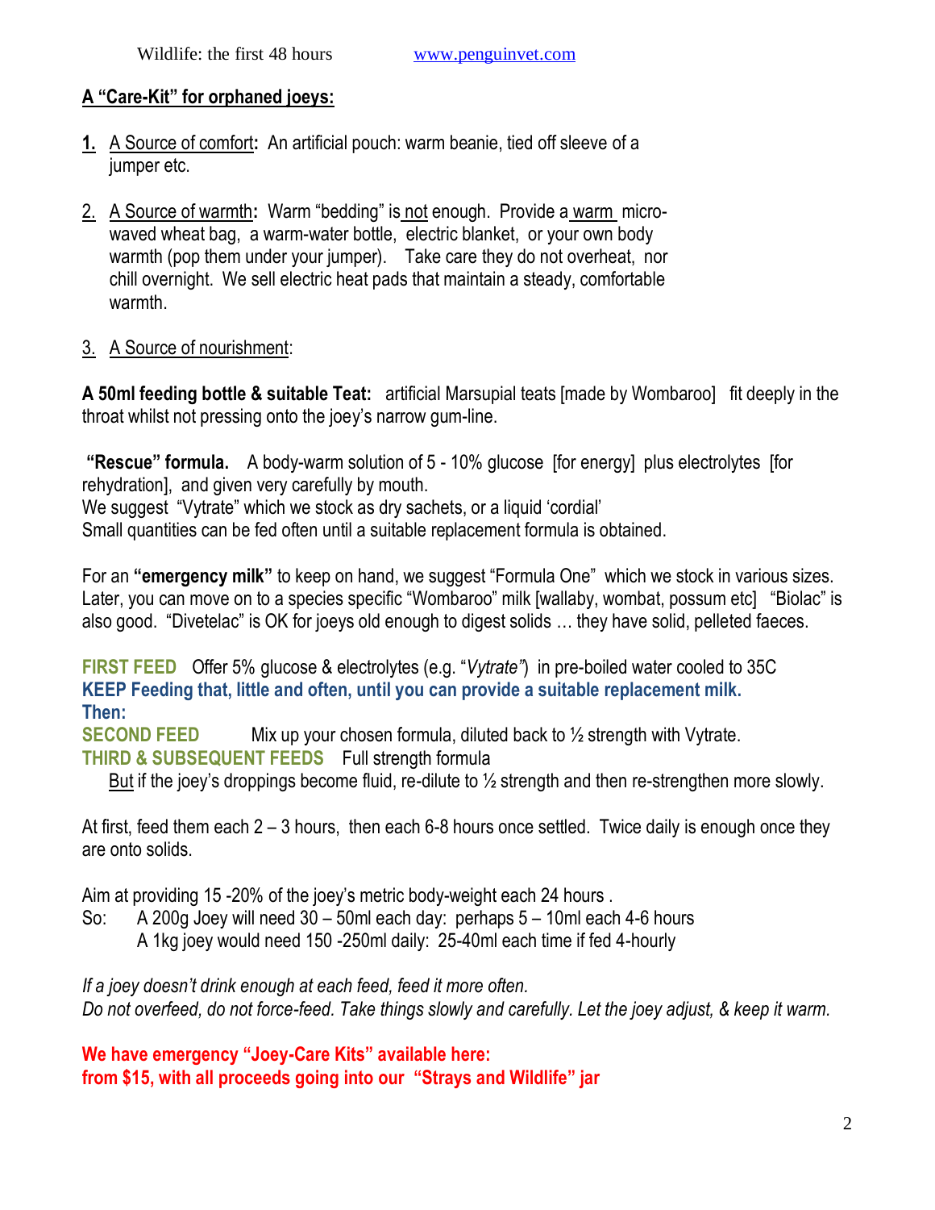## A "Care-Kit" for orphaned joeys:

1. A Source of comfort**:** An artificial pouch: warm beanie, tied off sleeve of a jumper etc.

2. A Source of warmth**:** Warm "bedding" is not enough. Provide a warm micro-waved wheat bag, a warm-water bottle, electric blanket, or your own body warmth (pop them under your jumper). Take care they do not overheat, nor chill overnight. We sell electric heat pads that maintain a steady, comfortable warmth.

3. A Source of nourishment:

**A 50ml feeding bottle & suitable Teat:** artificial Marsupial teats [made by Wombaroo] fit deeply in the throat whilst not pressing onto the joey's narrow gum-line.

**"Rescue" formula.** A body-warm solution of 5 - 10% glucose [for energy] plus electrolytes [for rehydration], and given very carefully by mouth.
We suggest "Vytrate" which we stock as dry sachets, or a liquid 'cordial'
Small quantities can be fed often until a suitable replacement formula is obtained.

For an **"emergency milk"** to keep on hand, we suggest "Formula One" which we stock in various sizes. Later, you can move on to a species specific "Wombaroo" milk [wallaby, wombat, possum etc] "Biolac" is also good. "Divetelac" is OK for joeys old enough to digest solids … they have solid, pelleted faeces.

**FIRST FEED** Offer 5% glucose & electrolytes (e.g. "*Vytrate*") in pre-boiled water cooled to 35C
**KEEP Feeding that, little and often, until you can provide a suitable replacement milk.**
**Then:**
**SECOND FEED** Mix up your chosen formula, diluted back to ½ strength with Vytrate.
**THIRD & SUBSEQUENT FEEDS** Full strength formula
But if the joey's droppings become fluid, re-dilute to ½ strength and then re-strengthen more slowly.

At first, feed them each 2 – 3 hours, then each 6-8 hours once settled. Twice daily is enough once they are onto solids.

Aim at providing 15 -20% of the joey's metric body-weight each 24 hours .
So: A 200g Joey will need 30 – 50ml each day: perhaps 5 – 10ml each 4-6 hours
A 1kg joey would need 150 -250ml daily: 25-40ml each time if fed 4-hourly

*If a joey doesn't drink enough at each feed, feed it more often.*
*Do not overfeed, do not force-feed. Take things slowly and carefully. Let the joey adjust, & keep it warm.*

**We have emergency "Joey-Care Kits" available here:**
**from $15, with all proceeds going into our "Strays and Wildlife" jar**